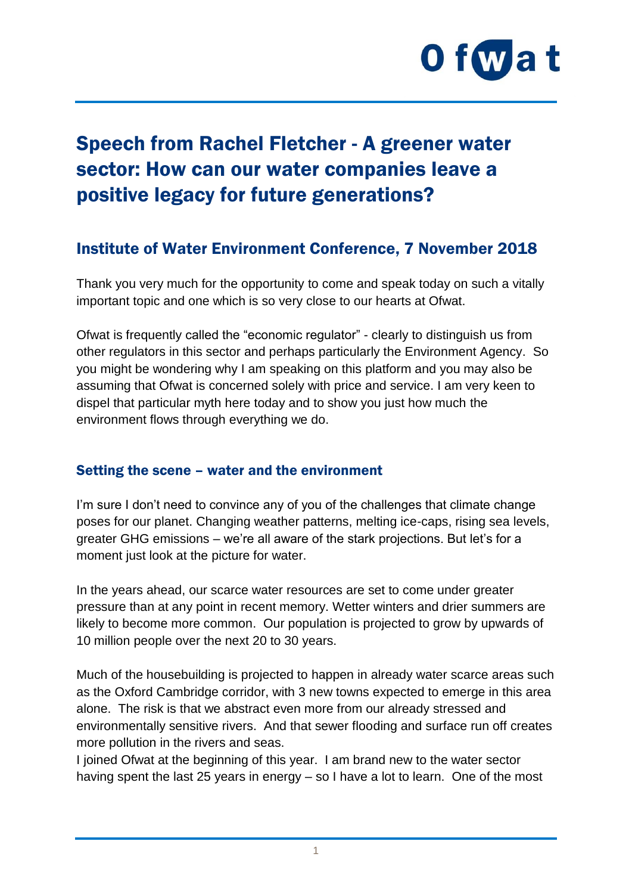# Speech from Rachel Fletcher - A greener water sector: How can our water companies leave a positive legacy for future generations?

## Institute of Water Environment Conference, 7 November 2018

Thank you very much for the opportunity to come and speak today on such a vitally important topic and one which is so very close to our hearts at Ofwat.

Ofwat is frequently called the "economic regulator" - clearly to distinguish us from other regulators in this sector and perhaps particularly the Environment Agency. So you might be wondering why I am speaking on this platform and you may also be assuming that Ofwat is concerned solely with price and service. I am very keen to dispel that particular myth here today and to show you just how much the environment flows through everything we do.

### Setting the scene – water and the environment

I'm sure I don't need to convince any of you of the challenges that climate change poses for our planet. Changing weather patterns, melting ice-caps, rising sea levels, greater GHG emissions – we're all aware of the stark projections. But let's for a moment just look at the picture for water.

In the years ahead, our scarce water resources are set to come under greater pressure than at any point in recent memory. Wetter winters and drier summers are likely to become more common. Our population is projected to grow by upwards of 10 million people over the next 20 to 30 years.

Much of the housebuilding is projected to happen in already water scarce areas such as the Oxford Cambridge corridor, with 3 new towns expected to emerge in this area alone. The risk is that we abstract even more from our already stressed and environmentally sensitive rivers. And that sewer flooding and surface run off creates more pollution in the rivers and seas.

I joined Ofwat at the beginning of this year. I am brand new to the water sector having spent the last 25 years in energy – so I have a lot to learn. One of the most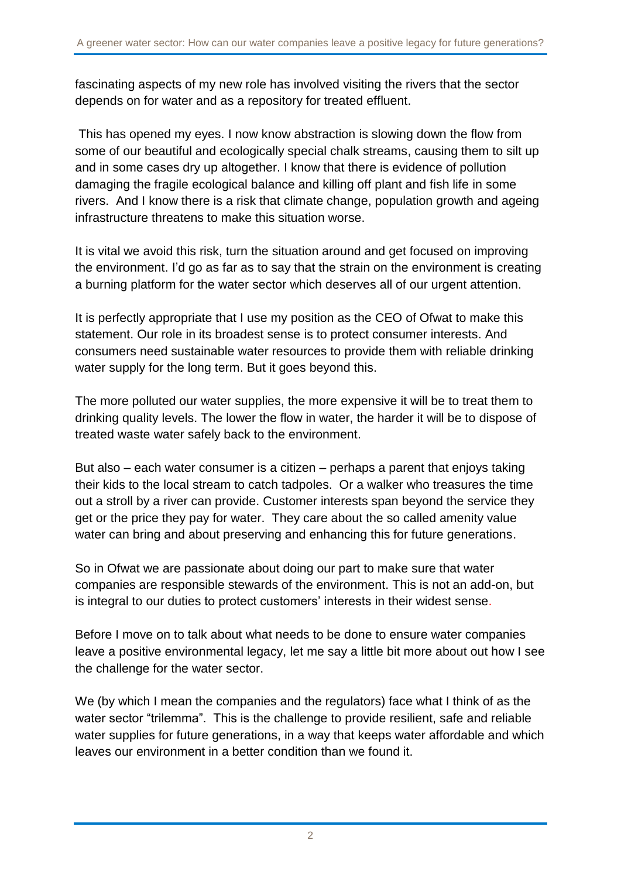fascinating aspects of my new role has involved visiting the rivers that the sector depends on for water and as a repository for treated effluent.

This has opened my eyes. I now know abstraction is slowing down the flow from some of our beautiful and ecologically special chalk streams, causing them to silt up and in some cases dry up altogether. I know that there is evidence of pollution damaging the fragile ecological balance and killing off plant and fish life in some rivers. And I know there is a risk that climate change, population growth and ageing infrastructure threatens to make this situation worse.

It is vital we avoid this risk, turn the situation around and get focused on improving the environment. I'd go as far as to say that the strain on the environment is creating a burning platform for the water sector which deserves all of our urgent attention.

It is perfectly appropriate that I use my position as the CEO of Ofwat to make this statement. Our role in its broadest sense is to protect consumer interests. And consumers need sustainable water resources to provide them with reliable drinking water supply for the long term. But it goes beyond this.

The more polluted our water supplies, the more expensive it will be to treat them to drinking quality levels. The lower the flow in water, the harder it will be to dispose of treated waste water safely back to the environment.

But also – each water consumer is a citizen – perhaps a parent that enjoys taking their kids to the local stream to catch tadpoles. Or a walker who treasures the time out a stroll by a river can provide. Customer interests span beyond the service they get or the price they pay for water. They care about the so called amenity value water can bring and about preserving and enhancing this for future generations.

So in Ofwat we are passionate about doing our part to make sure that water companies are responsible stewards of the environment. This is not an add-on, but is integral to our duties to protect customers' interests in their widest sense.

Before I move on to talk about what needs to be done to ensure water companies leave a positive environmental legacy, let me say a little bit more about out how I see the challenge for the water sector.

We (by which I mean the companies and the regulators) face what I think of as the water sector "trilemma". This is the challenge to provide resilient, safe and reliable water supplies for future generations, in a way that keeps water affordable and which leaves our environment in a better condition than we found it.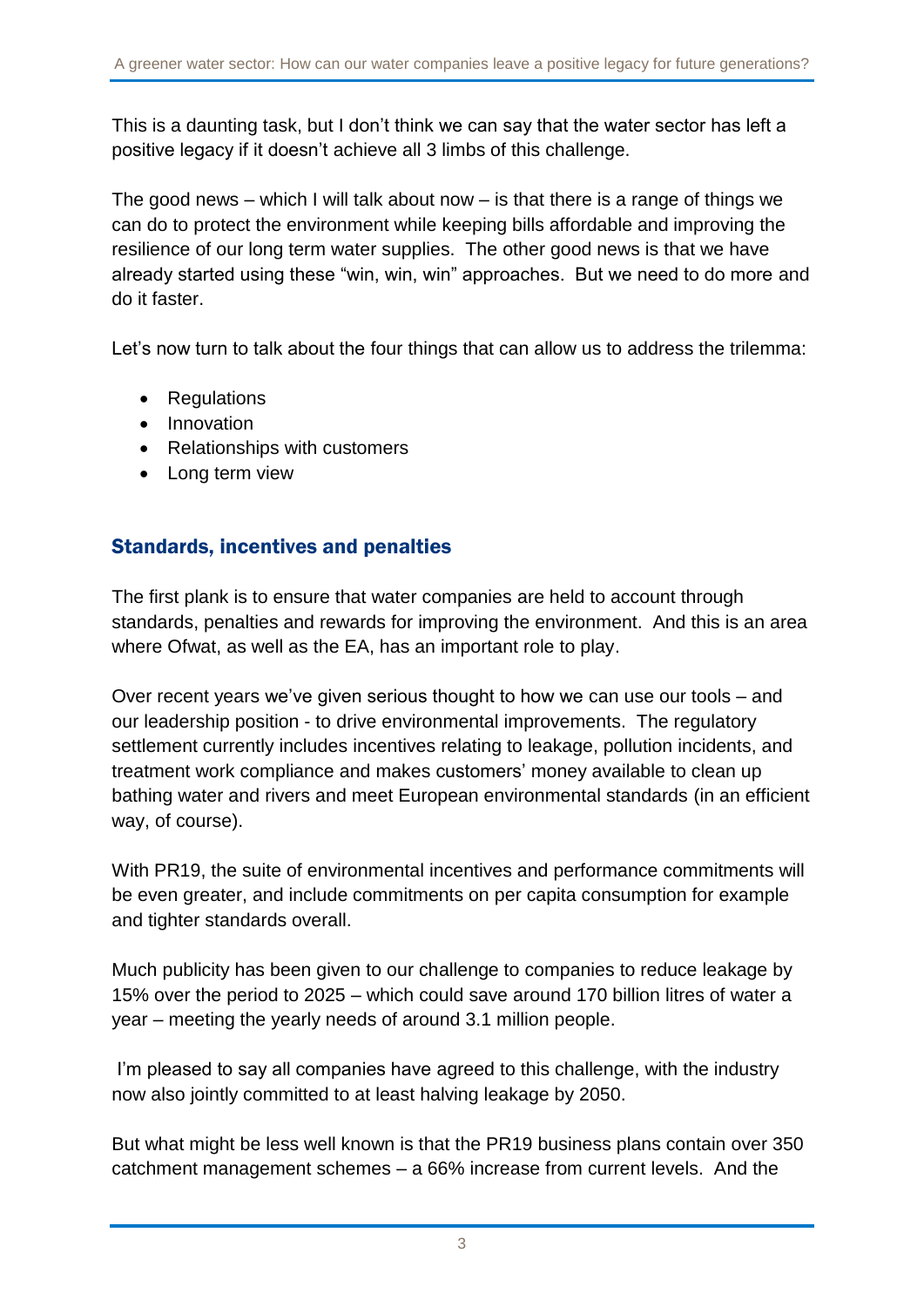This is a daunting task, but I don't think we can say that the water sector has left a positive legacy if it doesn't achieve all 3 limbs of this challenge.

The good news – which I will talk about now – is that there is a range of things we can do to protect the environment while keeping bills affordable and improving the resilience of our long term water supplies. The other good news is that we have already started using these "win, win, win" approaches. But we need to do more and do it faster.

Let's now turn to talk about the four things that can allow us to address the trilemma:

- Regulations
- Innovation
- Relationships with customers
- Long term view

## Standards, incentives and penalties

The first plank is to ensure that water companies are held to account through standards, penalties and rewards for improving the environment. And this is an area where Ofwat, as well as the EA, has an important role to play.

Over recent years we've given serious thought to how we can use our tools – and our leadership position - to drive environmental improvements. The regulatory settlement currently includes incentives relating to leakage, pollution incidents, and treatment work compliance and makes customers' money available to clean up bathing water and rivers and meet European environmental standards (in an efficient way, of course).

With PR19, the suite of environmental incentives and performance commitments will be even greater, and include commitments on per capita consumption for example and tighter standards overall.

Much publicity has been given to our challenge to companies to reduce leakage by 15% over the period to 2025 – which could save around 170 billion litres of water a year – meeting the yearly needs of around 3.1 million people.

I'm pleased to say all companies have agreed to this challenge, with the industry now also jointly committed to at least halving leakage by 2050.

But what might be less well known is that the PR19 business plans contain over 350 catchment management schemes – a 66% increase from current levels. And the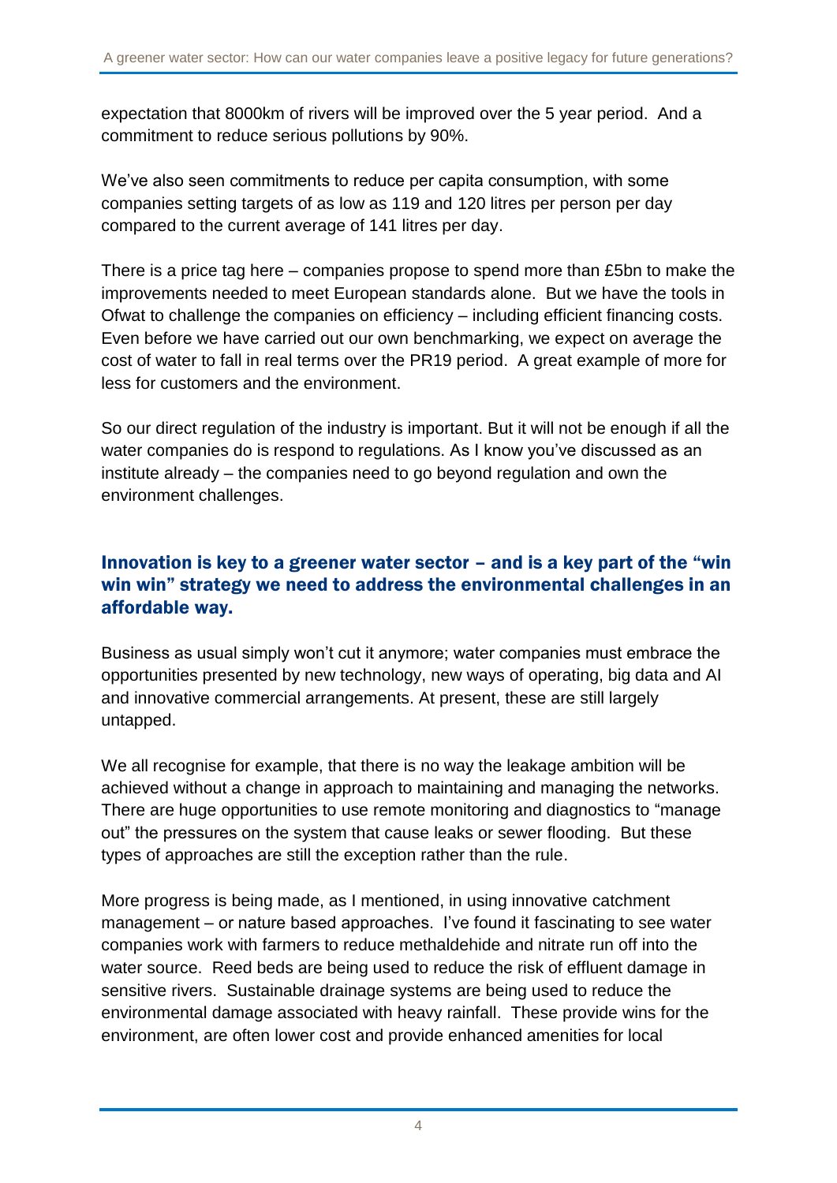expectation that 8000km of rivers will be improved over the 5 year period. And a commitment to reduce serious pollutions by 90%.

We've also seen commitments to reduce per capita consumption, with some companies setting targets of as low as 119 and 120 litres per person per day compared to the current average of 141 litres per day.

There is a price tag here – companies propose to spend more than £5bn to make the improvements needed to meet European standards alone. But we have the tools in Ofwat to challenge the companies on efficiency – including efficient financing costs. Even before we have carried out our own benchmarking, we expect on average the cost of water to fall in real terms over the PR19 period. A great example of more for less for customers and the environment.

So our direct regulation of the industry is important. But it will not be enough if all the water companies do is respond to regulations. As I know you've discussed as an institute already – the companies need to go beyond regulation and own the environment challenges.

## Innovation is key to a greener water sector – and is a key part of the "win win win" strategy we need to address the environmental challenges in an affordable way.

Business as usual simply won't cut it anymore; water companies must embrace the opportunities presented by new technology, new ways of operating, big data and AI and innovative commercial arrangements. At present, these are still largely untapped.

We all recognise for example, that there is no way the leakage ambition will be achieved without a change in approach to maintaining and managing the networks. There are huge opportunities to use remote monitoring and diagnostics to "manage out" the pressures on the system that cause leaks or sewer flooding. But these types of approaches are still the exception rather than the rule.

More progress is being made, as I mentioned, in using innovative catchment management – or nature based approaches. I've found it fascinating to see water companies work with farmers to reduce methaldehide and nitrate run off into the water source. Reed beds are being used to reduce the risk of effluent damage in sensitive rivers. Sustainable drainage systems are being used to reduce the environmental damage associated with heavy rainfall. These provide wins for the environment, are often lower cost and provide enhanced amenities for local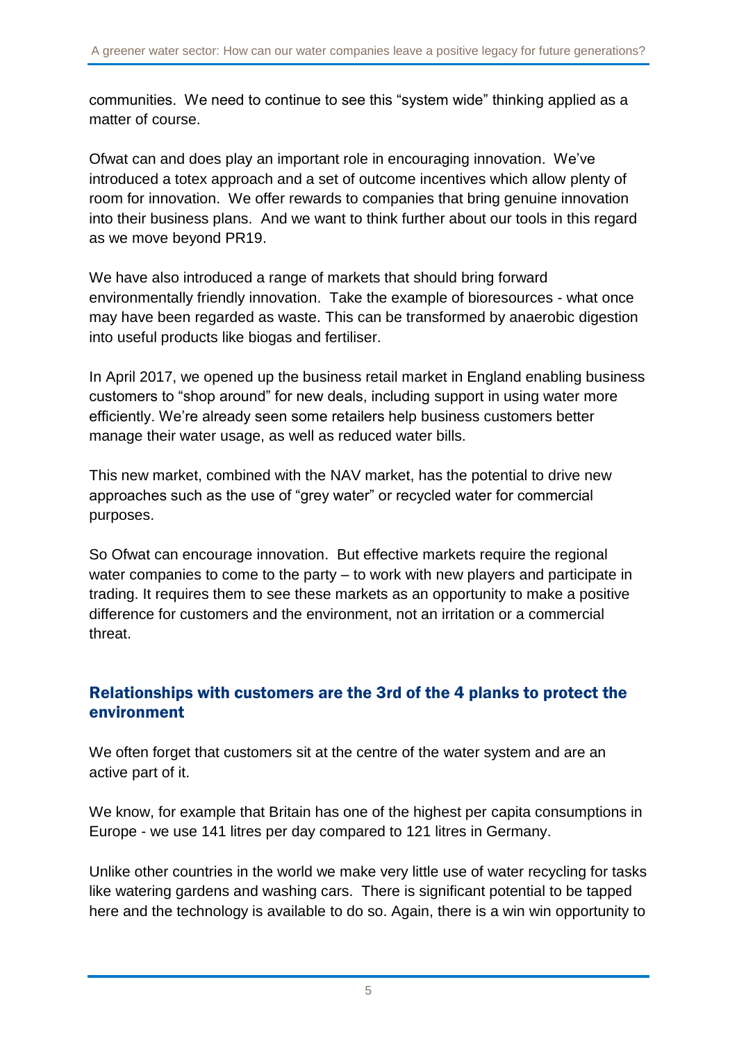communities. We need to continue to see this "system wide" thinking applied as a matter of course.

Ofwat can and does play an important role in encouraging innovation. We've introduced a totex approach and a set of outcome incentives which allow plenty of room for innovation. We offer rewards to companies that bring genuine innovation into their business plans. And we want to think further about our tools in this regard as we move beyond PR19.

We have also introduced a range of markets that should bring forward environmentally friendly innovation. Take the example of bioresources - what once may have been regarded as waste. This can be transformed by anaerobic digestion into useful products like biogas and fertiliser.

In April 2017, we opened up the business retail market in England enabling business customers to "shop around" for new deals, including support in using water more efficiently. We're already seen some retailers help business customers better manage their water usage, as well as reduced water bills.

This new market, combined with the NAV market, has the potential to drive new approaches such as the use of "grey water" or recycled water for commercial purposes.

So Ofwat can encourage innovation. But effective markets require the regional water companies to come to the party – to work with new players and participate in trading. It requires them to see these markets as an opportunity to make a positive difference for customers and the environment, not an irritation or a commercial threat.

## Relationships with customers are the 3rd of the 4 planks to protect the environment

We often forget that customers sit at the centre of the water system and are an active part of it.

We know, for example that Britain has one of the highest per capita consumptions in Europe - we use 141 litres per day compared to 121 litres in Germany.

Unlike other countries in the world we make very little use of water recycling for tasks like watering gardens and washing cars. There is significant potential to be tapped here and the technology is available to do so. Again, there is a win win opportunity to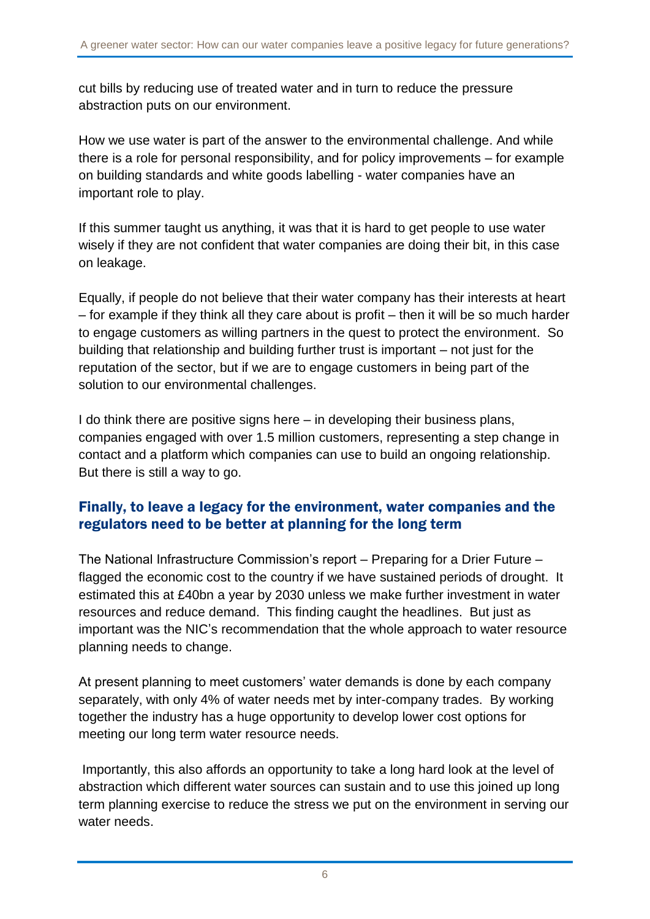cut bills by reducing use of treated water and in turn to reduce the pressure abstraction puts on our environment.

How we use water is part of the answer to the environmental challenge. And while there is a role for personal responsibility, and for policy improvements – for example on building standards and white goods labelling - water companies have an important role to play.

If this summer taught us anything, it was that it is hard to get people to use water wisely if they are not confident that water companies are doing their bit, in this case on leakage.

Equally, if people do not believe that their water company has their interests at heart – for example if they think all they care about is profit – then it will be so much harder to engage customers as willing partners in the quest to protect the environment. So building that relationship and building further trust is important – not just for the reputation of the sector, but if we are to engage customers in being part of the solution to our environmental challenges.

I do think there are positive signs here – in developing their business plans, companies engaged with over 1.5 million customers, representing a step change in contact and a platform which companies can use to build an ongoing relationship. But there is still a way to go.

## Finally, to leave a legacy for the environment, water companies and the regulators need to be better at planning for the long term

The National Infrastructure Commission's report – Preparing for a Drier Future – flagged the economic cost to the country if we have sustained periods of drought. It estimated this at £40bn a year by 2030 unless we make further investment in water resources and reduce demand. This finding caught the headlines. But just as important was the NIC's recommendation that the whole approach to water resource planning needs to change.

At present planning to meet customers' water demands is done by each company separately, with only 4% of water needs met by inter-company trades. By working together the industry has a huge opportunity to develop lower cost options for meeting our long term water resource needs.

Importantly, this also affords an opportunity to take a long hard look at the level of abstraction which different water sources can sustain and to use this joined up long term planning exercise to reduce the stress we put on the environment in serving our water needs.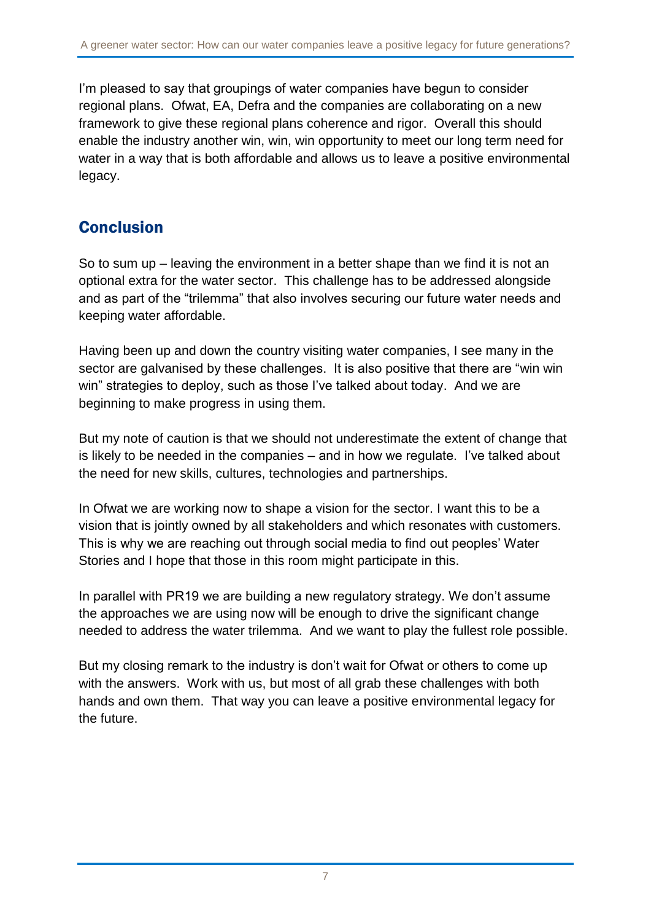I'm pleased to say that groupings of water companies have begun to consider regional plans. Ofwat, EA, Defra and the companies are collaborating on a new framework to give these regional plans coherence and rigor. Overall this should enable the industry another win, win, win opportunity to meet our long term need for water in a way that is both affordable and allows us to leave a positive environmental legacy.

## Conclusion

So to sum up – leaving the environment in a better shape than we find it is not an optional extra for the water sector. This challenge has to be addressed alongside and as part of the "trilemma" that also involves securing our future water needs and keeping water affordable.

Having been up and down the country visiting water companies, I see many in the sector are galvanised by these challenges. It is also positive that there are "win win win" strategies to deploy, such as those I've talked about today. And we are beginning to make progress in using them.

But my note of caution is that we should not underestimate the extent of change that is likely to be needed in the companies – and in how we regulate. I've talked about the need for new skills, cultures, technologies and partnerships.

In Ofwat we are working now to shape a vision for the sector. I want this to be a vision that is jointly owned by all stakeholders and which resonates with customers. This is why we are reaching out through social media to find out peoples' Water Stories and I hope that those in this room might participate in this.

In parallel with PR19 we are building a new regulatory strategy. We don't assume the approaches we are using now will be enough to drive the significant change needed to address the water trilemma. And we want to play the fullest role possible.

But my closing remark to the industry is don't wait for Ofwat or others to come up with the answers. Work with us, but most of all grab these challenges with both hands and own them. That way you can leave a positive environmental legacy for the future.